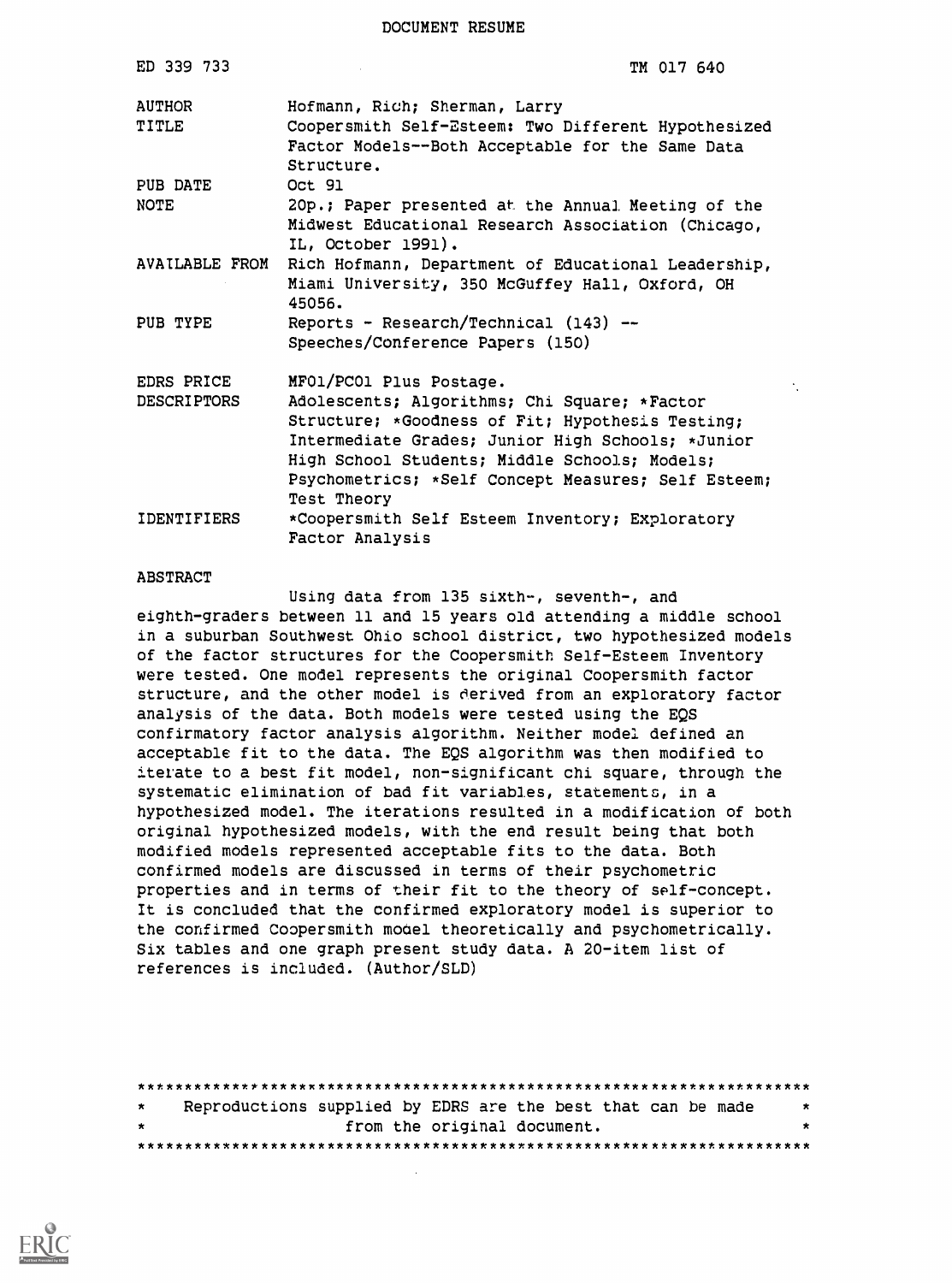DOCUMENT RESUME

| | |
|---|---|
| ED 339 733 | TM 017 640 |
| AUTHOR | Hofmann, Rich; Sherman, Larry |
| TITLE | Coopersmith Self-Esteem: Two Different Hypothesized Factor Models--Both Acceptable for the Same Data Structure. |
| PUB DATE | Oct 91 |
| NOTE | 20p.; Paper presented at the Annual Meeting of the Midwest Educational Research Association (Chicago, IL, October 1991). |
| AVAILABLE FROM | Rich Hofmann, Department of Educational Leadership, Miami University, 350 McGuffey Hall, Oxford, OH 45056. |
| PUB TYPE | Reports - Research/Technical (143) -- Speeches/Conference Papers (150) |
| EDRS PRICE | MF01/PC01 Plus Postage. |
| DESCRIPTORS | Adolescents; Algorithms; Chi Square; *Factor Structure; *Goodness of Fit; Hypothesis Testing; Intermediate Grades; Junior High Schools; *Junior High School Students; Middle Schools; Models; Psychometrics; *Self Concept Measures; Self Esteem; Test Theory |
| IDENTIFIERS | *Coopersmith Self Esteem Inventory; Exploratory Factor Analysis |

ABSTRACT

Using data from 135 sixth-, seventh-, and eighth-graders between 11 and 15 years old attending a middle school in a suburban Southwest Ohio school district, two hypothesized models of the factor structures for the Coopersmith Self-Esteem Inventory were tested. One model represents the original Coopersmith factor structure, and the other model is derived from an exploratory factor analysis of the data. Both models were tested using the EQS confirmatory factor analysis algorithm. Neither model defined an acceptable fit to the data. The EQS algorithm was then modified to iterate to a best fit model, non-significant chi square, through the systematic elimination of bad fit variables, statements, in a hypothesized model. The iterations resulted in a modification of both original hypothesized models, with the end result being that both modified models represented acceptable fits to the data. Both confirmed models are discussed in terms of their psychometric properties and in terms of their fit to the theory of self-concept. It is concluded that the confirmed exploratory model is superior to the confirmed Coopersmith model theoretically and psychometrically. Six tables and one graph present study data. A 20-item list of references is included. (Author/SLD)

***********************************************************************
* Reproductions supplied by EDRS are the best that can be made *
* from the original document. *
***********************************************************************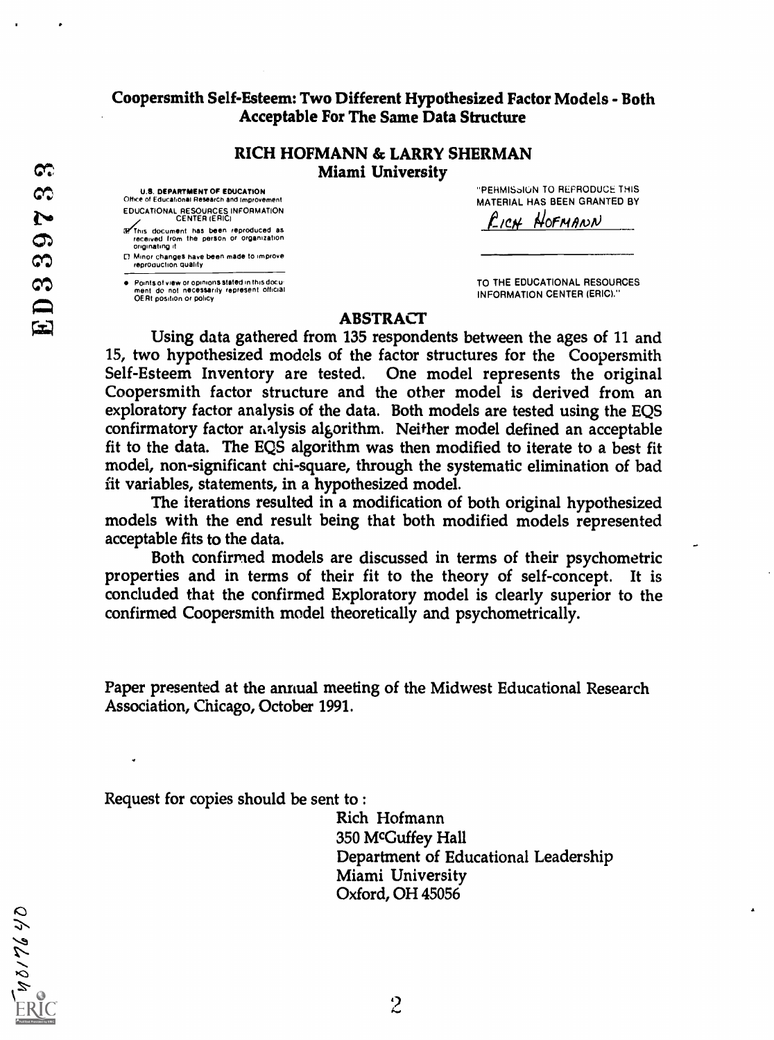# Coopersmith Self-Esteem: Two Different Hypothesized Factor Models - Both Acceptable For The Same Data Structure

## RICH HOFMANN & LARRY SHERMAN
### Miami University

U.S. DEPARTMENT OF EDUCATION
Office of Educational Research and Improvement
EDUCATIONAL RESOURCES INFORMATION CENTER (ERIC)

This document has been reproduced as received from the person or organization originating it

Minor changes have been made to improve reproduction quality

Points of view or opinions stated in this document do not necessarily represent official OERI position or policy

"PERMISSION TO REPRODUCE THIS MATERIAL HAS BEEN GRANTED BY

Rich Hofmann

TO THE EDUCATIONAL RESOURCES INFORMATION CENTER (ERIC)."

ED 339 733

## ABSTRACT

Using data gathered from 135 respondents between the ages of 11 and 15, two hypothesized models of the factor structures for the Coopersmith Self-Esteem Inventory are tested. One model represents the original Coopersmith factor structure and the other model is derived from an exploratory factor analysis of the data. Both models are tested using the EQS confirmatory factor analysis algorithm. Neither model defined an acceptable fit to the data. The EQS algorithm was then modified to iterate to a best fit model, non-significant chi-square, through the systematic elimination of bad fit variables, statements, in a hypothesized model.

The iterations resulted in a modification of both original hypothesized models with the end result being that both modified models represented acceptable fits to the data.

Both confirmed models are discussed in terms of their psychometric properties and in terms of their fit to the theory of self-concept. It is concluded that the confirmed Exploratory model is clearly superior to the confirmed Coopersmith model theoretically and psychometrically.

Paper presented at the annual meeting of the Midwest Educational Research Association, Chicago, October 1991.

Request for copies should be sent to :

Rich Hofmann
350 McGuffey Hall
Department of Educational Leadership
Miami University
Oxford, OH 45056

TM017640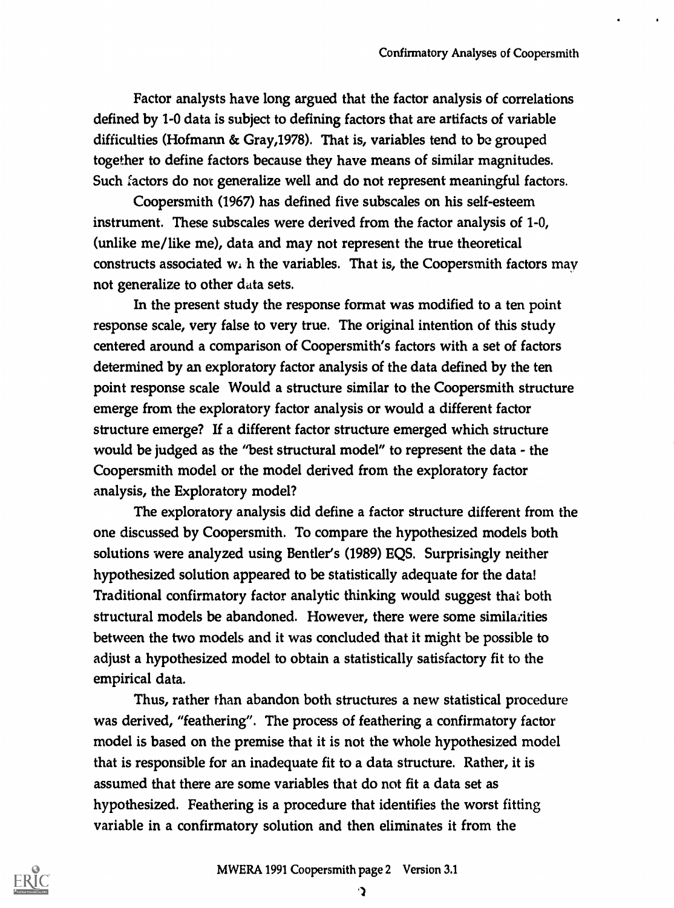Factor analysts have long argued that the factor analysis of correlations defined by 1-0 data is subject to defining factors that are artifacts of variable difficulties (Hofmann & Gray,1978). That is, variables tend to be grouped together to define factors because they have means of similar magnitudes. Such factors do not generalize well and do not represent meaningful factors.

Coopersmith (1967) has defined five subscales on his self-esteem instrument. These subscales were derived from the factor analysis of 1-0, (unlike me/like me), data and may not represent the true theoretical constructs associated with the variables. That is, the Coopersmith factors may not generalize to other data sets.

In the present study the response format was modified to a ten point response scale, very false to very true. The original intention of this study centered around a comparison of Coopersmith's factors with a set of factors determined by an exploratory factor analysis of the data defined by the ten point response scale Would a structure similar to the Coopersmith structure emerge from the exploratory factor analysis or would a different factor structure emerge? If a different factor structure emerged which structure would be judged as the "best structural model" to represent the data - the Coopersmith model or the model derived from the exploratory factor analysis, the Exploratory model?

The exploratory analysis did define a factor structure different from the one discussed by Coopersmith. To compare the hypothesized models both solutions were analyzed using Bentler's (1989) EQS. Surprisingly neither hypothesized solution appeared to be statistically adequate for the data! Traditional confirmatory factor analytic thinking would suggest that both structural models be abandoned. However, there were some similarities between the two models and it was concluded that it might be possible to adjust a hypothesized model to obtain a statistically satisfactory fit to the empirical data.

Thus, rather than abandon both structures a new statistical procedure was derived, "feathering". The process of feathering a confirmatory factor model is based on the premise that it is not the whole hypothesized model that is responsible for an inadequate fit to a data structure. Rather, it is assumed that there are some variables that do not fit a data set as hypothesized. Feathering is a procedure that identifies the worst fitting variable in a confirmatory solution and then eliminates it from the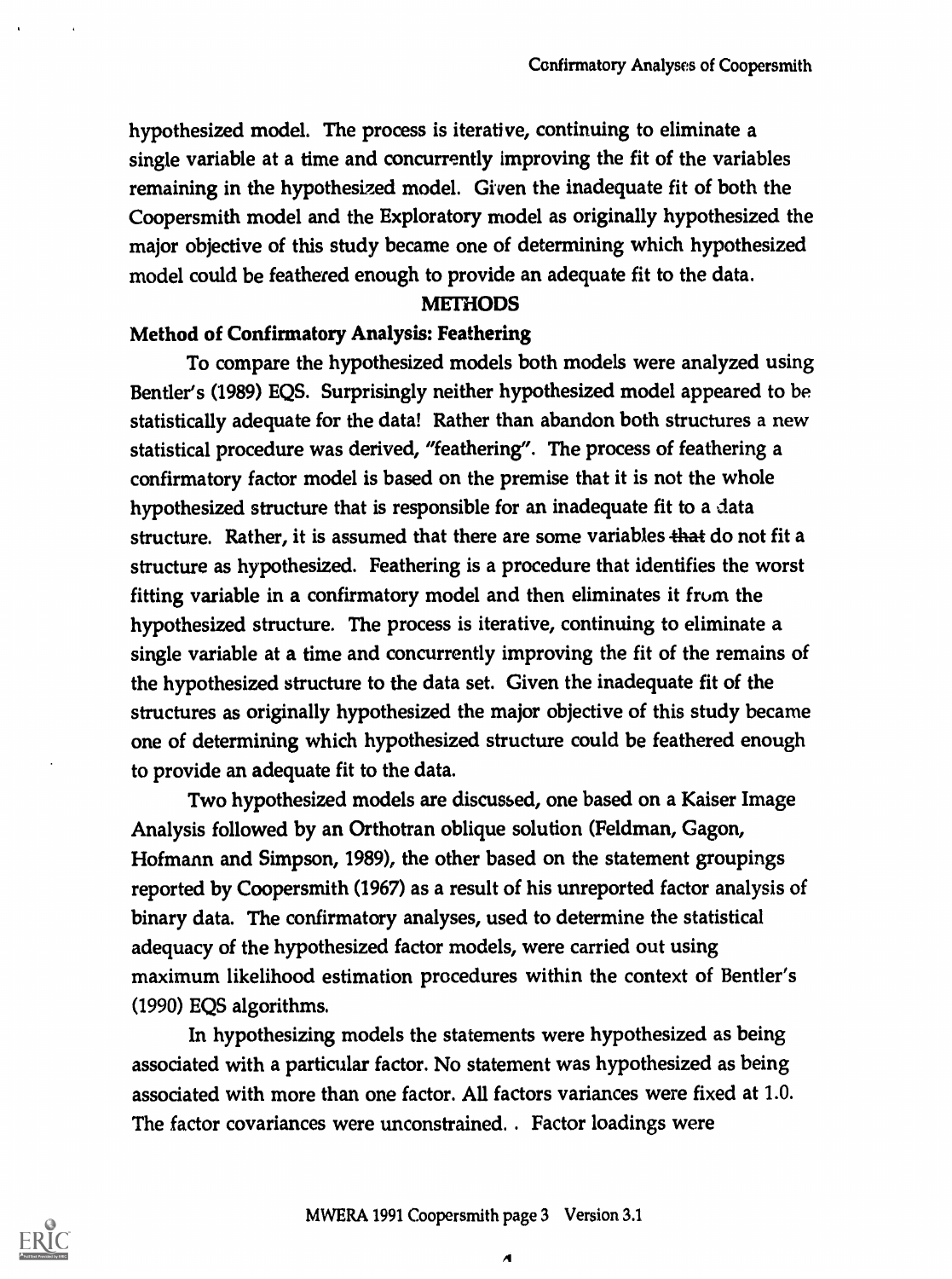hypothesized model. The process is iterative, continuing to eliminate a single variable at a time and concurrently improving the fit of the variables remaining in the hypothesized model. Given the inadequate fit of both the Coopersmith model and the Exploratory model as originally hypothesized the major objective of this study became one of determining which hypothesized model could be feathered enough to provide an adequate fit to the data.

## METHODS

### Method of Confirmatory Analysis: Feathering

To compare the hypothesized models both models were analyzed using Bentler's (1989) EQS. Surprisingly neither hypothesized model appeared to be statistically adequate for the data! Rather than abandon both structures a new statistical procedure was derived, "feathering". The process of feathering a confirmatory factor model is based on the premise that it is not the whole hypothesized structure that is responsible for an inadequate fit to a data structure. Rather, it is assumed that there are some variables ~~that~~ do not fit a structure as hypothesized. Feathering is a procedure that identifies the worst fitting variable in a confirmatory model and then eliminates it from the hypothesized structure. The process is iterative, continuing to eliminate a single variable at a time and concurrently improving the fit of the remains of the hypothesized structure to the data set. Given the inadequate fit of the structures as originally hypothesized the major objective of this study became one of determining which hypothesized structure could be feathered enough to provide an adequate fit to the data.

Two hypothesized models are discussed, one based on a Kaiser Image Analysis followed by an Orthotran oblique solution (Feldman, Gagon, Hofmann and Simpson, 1989), the other based on the statement groupings reported by Coopersmith (1967) as a result of his unreported factor analysis of binary data. The confirmatory analyses, used to determine the statistical adequacy of the hypothesized factor models, were carried out using maximum likelihood estimation procedures within the context of Bentler's (1990) EQS algorithms.

In hypothesizing models the statements were hypothesized as being associated with a particular factor. No statement was hypothesized as being associated with more than one factor. All factors variances were fixed at 1.0. The factor covariances were unconstrained. . Factor loadings were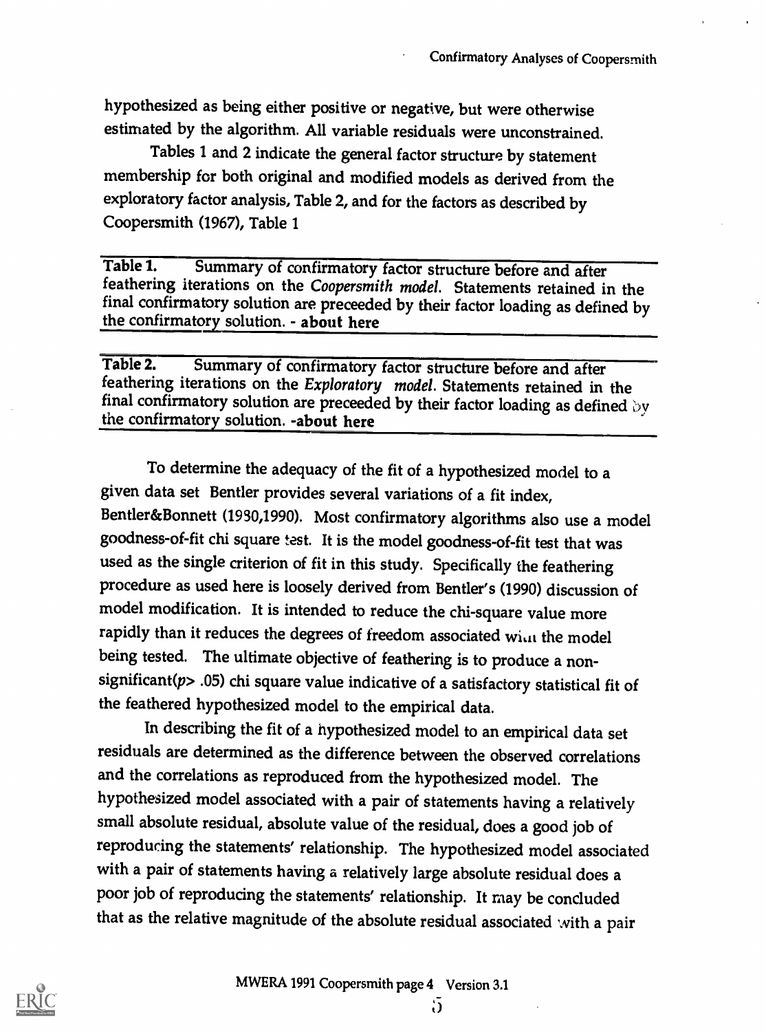hypothesized as being either positive or negative, but were otherwise estimated by the algorithm. All variable residuals were unconstrained.

Tables 1 and 2 indicate the general factor structure by statement membership for both original and modified models as derived from the exploratory factor analysis, Table 2, and for the factors as described by Coopersmith (1967), Table 1

**Table 1.** Summary of confirmatory factor structure before and after feathering iterations on the *Coopersmith model*. Statements retained in the final confirmatory solution are preceeded by their factor loading as defined by the confirmatory solution. - **about here**

**Table 2.** Summary of confirmatory factor structure before and after feathering iterations on the *Exploratory model*. Statements retained in the final confirmatory solution are preceeded by their factor loading as defined by the confirmatory solution. -**about here**

To determine the adequacy of the fit of a hypothesized model to a given data set Bentler provides several variations of a fit index, Bentler&Bonnett (1980,1990). Most confirmatory algorithms also use a model goodness-of-fit chi square test. It is the model goodness-of-fit test that was used as the single criterion of fit in this study. Specifically the feathering procedure as used here is loosely derived from Bentler's (1990) discussion of model modification. It is intended to reduce the chi-square value more rapidly than it reduces the degrees of freedom associated with the model being tested. The ultimate objective of feathering is to produce a non-significant($p > .05$) chi square value indicative of a satisfactory statistical fit of the feathered hypothesized model to the empirical data.

In describing the fit of a hypothesized model to an empirical data set residuals are determined as the difference between the observed correlations and the correlations as reproduced from the hypothesized model. The hypothesized model associated with a pair of statements having a relatively small absolute residual, absolute value of the residual, does a good job of reproducing the statements' relationship. The hypothesized model associated with a pair of statements having a relatively large absolute residual does a poor job of reproducing the statements' relationship. It may be concluded that as the relative magnitude of the absolute residual associated with a pair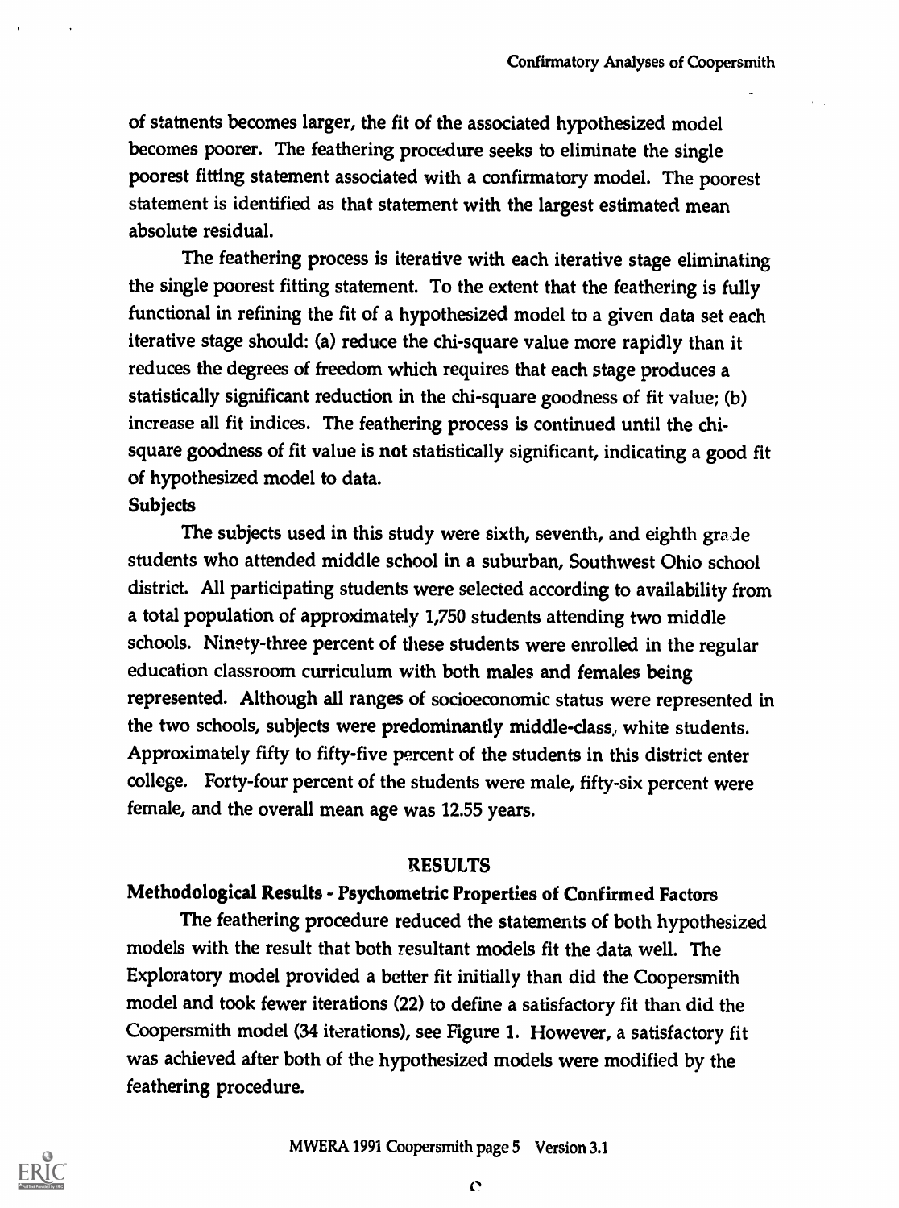of statnents becomes larger, the fit of the associated hypothesized model becomes poorer. The feathering procedure seeks to eliminate the single poorest fitting statement associated with a confirmatory model. The poorest statement is identified as that statement with the largest estimated mean absolute residual.

The feathering process is iterative with each iterative stage eliminating the single poorest fitting statement. To the extent that the feathering is fully functional in refining the fit of a hypothesized model to a given data set each iterative stage should: (a) reduce the chi-square value more rapidly than it reduces the degrees of freedom which requires that each stage produces a statistically significant reduction in the chi-square goodness of fit value; (b) increase all fit indices. The feathering process is continued until the chi-square goodness of fit value is **not** statistically significant, indicating a good fit of hypothesized model to data.

**Subjects**

The subjects used in this study were sixth, seventh, and eighth grade students who attended middle school in a suburban, Southwest Ohio school district. All participating students were selected according to availability from a total population of approximately 1,750 students attending two middle schools. Ninety-three percent of these students were enrolled in the regular education classroom curriculum with both males and females being represented. Although all ranges of socioeconomic status were represented in the two schools, subjects were predominantly middle-class, white students. Approximately fifty to fifty-five percent of the students in this district enter college. Forty-four percent of the students were male, fifty-six percent were female, and the overall mean age was 12.55 years.

## RESULTS

### Methodological Results - Psychometric Properties of Confirmed Factors

The feathering procedure reduced the statements of both hypothesized models with the result that both resultant models fit the data well. The Exploratory model provided a better fit initially than did the Coopersmith model and took fewer iterations (22) to define a satisfactory fit than did the Coopersmith model (34 iterations), see Figure 1. However, a satisfactory fit was achieved after both of the hypothesized models were modified by the feathering procedure.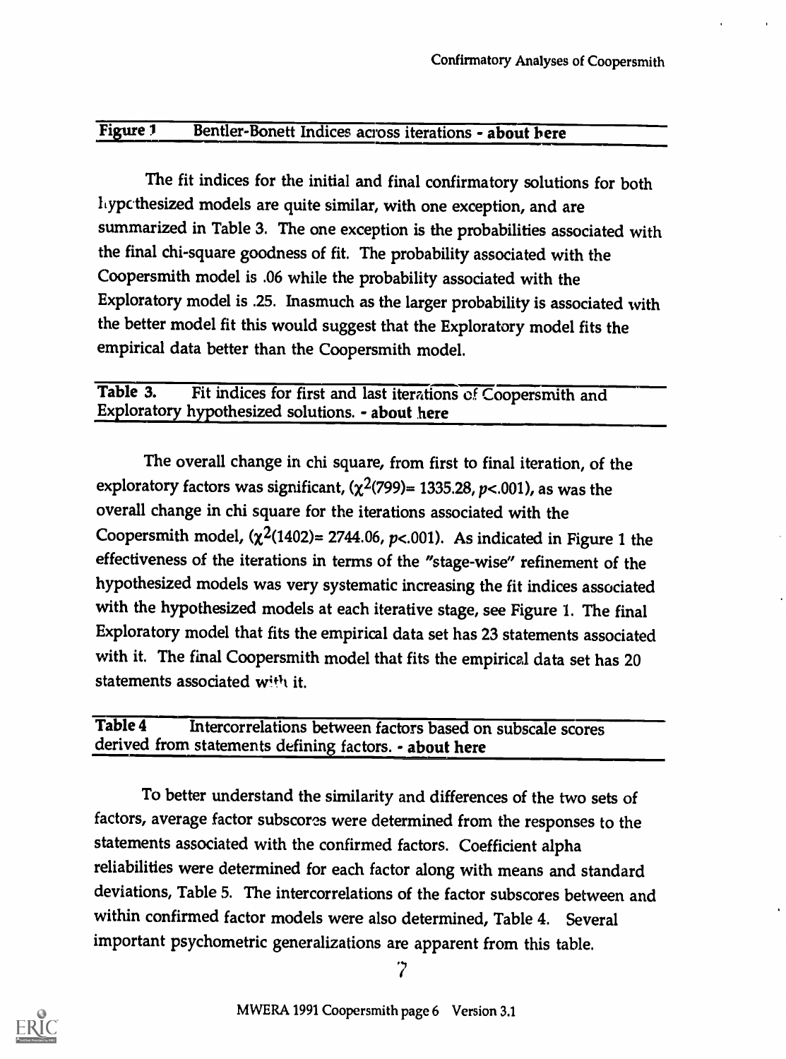Figure 1 Bentler-Bonett Indices across iterations - **about here**

The fit indices for the initial and final confirmatory solutions for both hypothesized models are quite similar, with one exception, and are summarized in Table 3. The one exception is the probabilities associated with the final chi-square goodness of fit. The probability associated with the Coopersmith model is .06 while the probability associated with the Exploratory model is .25. Inasmuch as the larger probability is associated with the better model fit this would suggest that the Exploratory model fits the empirical data better than the Coopersmith model.

**Table 3.** Fit indices for first and last iterations of Coopersmith and Exploratory hypothesized solutions. - **about here**

The overall change in chi square, from first to final iteration, of the exploratory factors was significant, ($\chi^2(799)= 1335.28$, $p<.001$), as was the overall change in chi square for the iterations associated with the Coopersmith model, ($\chi^2(1402)= 2744.06$, $p<.001$). As indicated in Figure 1 the effectiveness of the iterations in terms of the "stage-wise" refinement of the hypothesized models was very systematic increasing the fit indices associated with the hypothesized models at each iterative stage, see Figure 1. The final Exploratory model that fits the empirical data set has 23 statements associated with it. The final Coopersmith model that fits the empirical data set has 20 statements associated with it.

**Table 4** Intercorrelations between factors based on subscale scores derived from statements defining factors. - **about here**

To better understand the similarity and differences of the two sets of factors, average factor subscores were determined from the responses to the statements associated with the confirmed factors. Coefficient alpha reliabilities were determined for each factor along with means and standard deviations, Table 5. The intercorrelations of the factor subscores between and within confirmed factor models were also determined, Table 4. Several important psychometric generalizations are apparent from this table.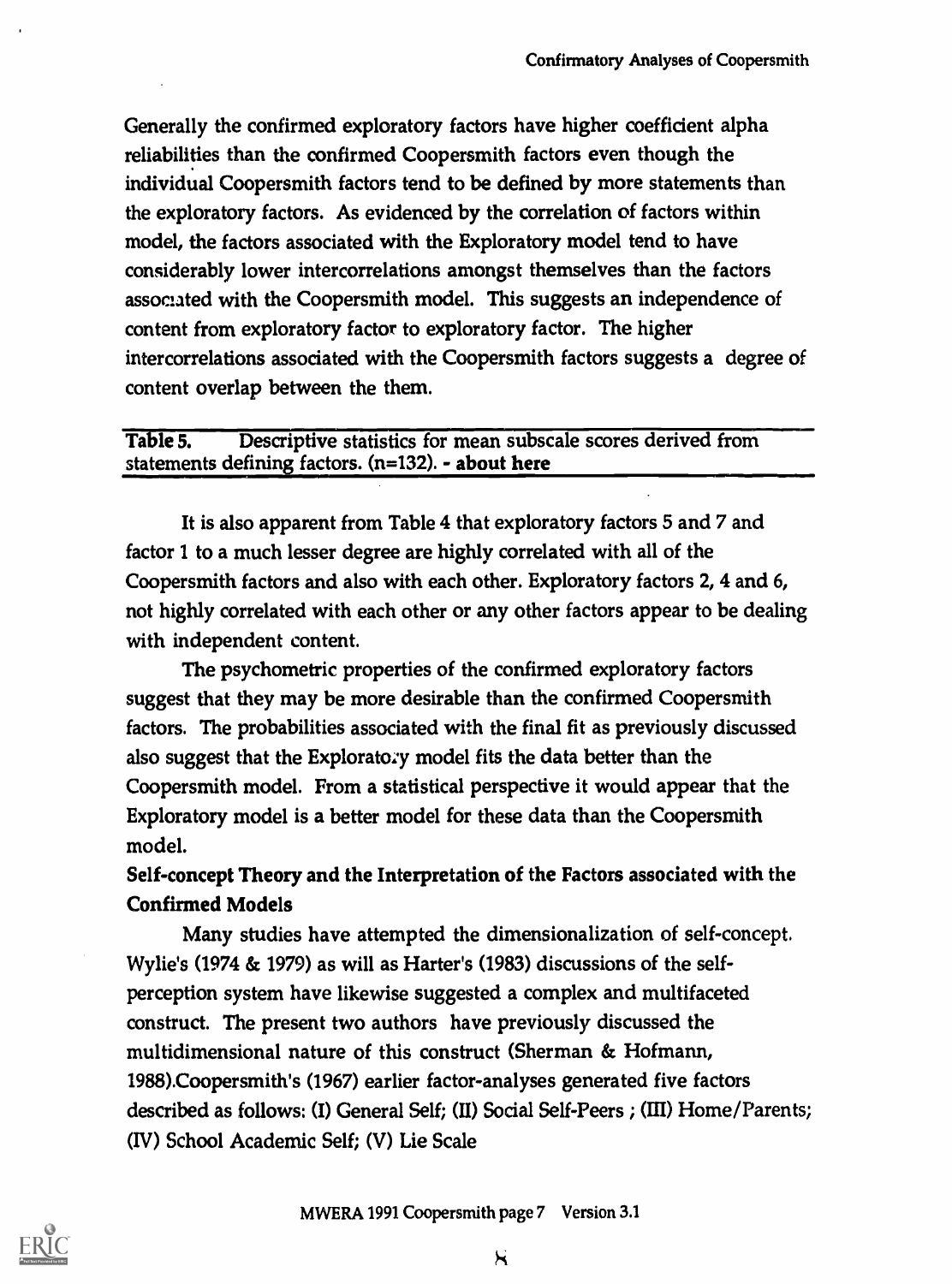Generally the confirmed exploratory factors have higher coefficient alpha reliabilities than the confirmed Coopersmith factors even though the individual Coopersmith factors tend to be defined by more statements than the exploratory factors. As evidenced by the correlation of factors within model, the factors associated with the Exploratory model tend to have considerably lower intercorrelations amongst themselves than the factors associated with the Coopersmith model. This suggests an independence of content from exploratory factor to exploratory factor. The higher intercorrelations associated with the Coopersmith factors suggests a degree of content overlap between the them.

**Table 5.** Descriptive statistics for mean subscale scores derived from statements defining factors. (n=132). - **about here**

It is also apparent from Table 4 that exploratory factors 5 and 7 and factor 1 to a much lesser degree are highly correlated with all of the Coopersmith factors and also with each other. Exploratory factors 2, 4 and 6, not highly correlated with each other or any other factors appear to be dealing with independent content.

The psychometric properties of the confirmed exploratory factors suggest that they may be more desirable than the confirmed Coopersmith factors. The probabilities associated with the final fit as previously discussed also suggest that the Exploratory model fits the data better than the Coopersmith model. From a statistical perspective it would appear that the Exploratory model is a better model for these data than the Coopersmith model.

**Self-concept Theory and the Interpretation of the Factors associated with the Confirmed Models**

Many studies have attempted the dimensionalization of self-concept. Wylie's (1974 & 1979) as will as Harter's (1983) discussions of the self-perception system have likewise suggested a complex and multifaceted construct. The present two authors have previously discussed the multidimensional nature of this construct (Sherman & Hofmann, 1988).Coopersmith's (1967) earlier factor-analyses generated five factors described as follows: (I) General Self; (II) Social Self-Peers ; (III) Home/Parents; (IV) School Academic Self; (V) Lie Scale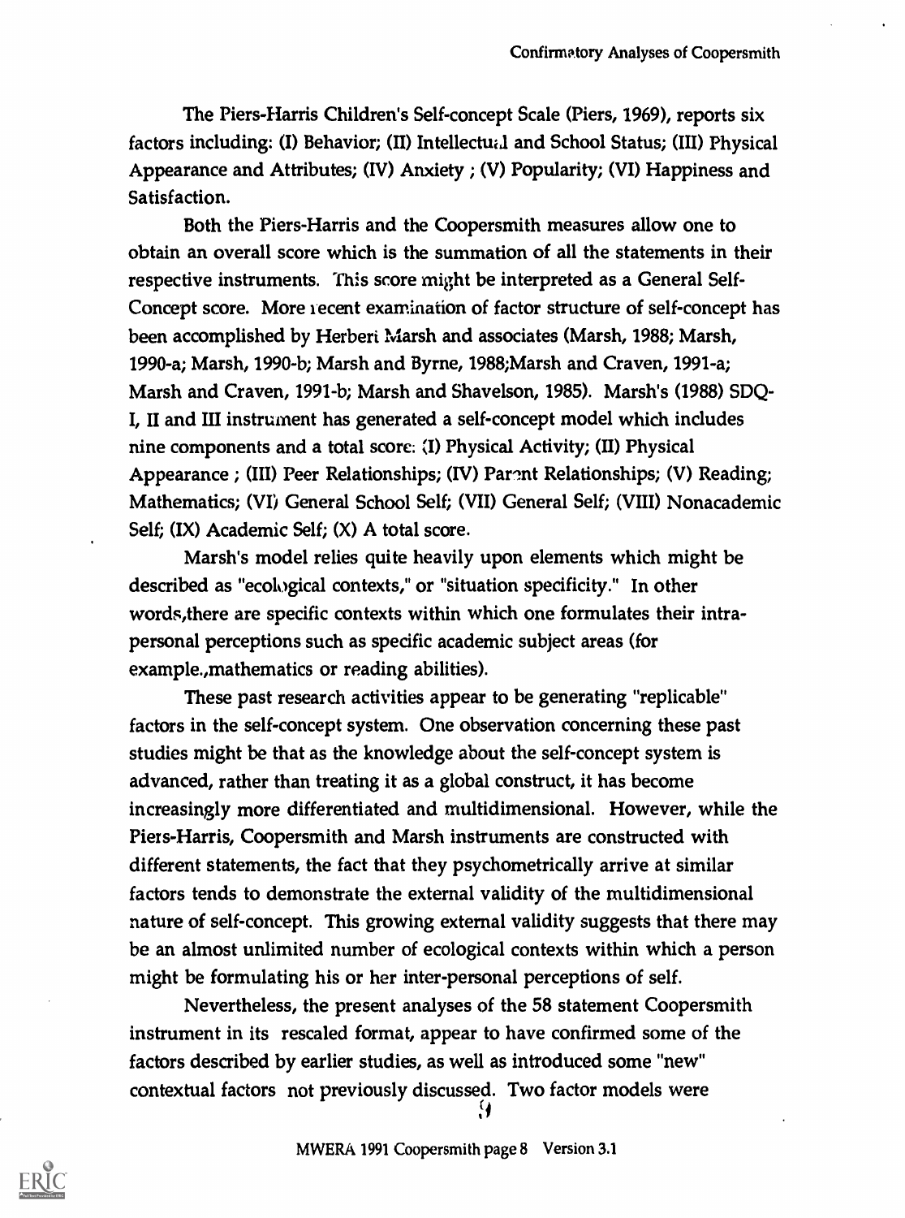The Piers-Harris Children's Self-concept Scale (Piers, 1969), reports six factors including: (I) Behavior; (II) Intellectual and School Status; (III) Physical Appearance and Attributes; (IV) Anxiety ; (V) Popularity; (VI) Happiness and Satisfaction.

Both the Piers-Harris and the Coopersmith measures allow one to obtain an overall score which is the summation of all the statements in their respective instruments. This score might be interpreted as a General Self-Concept score. More recent examination of factor structure of self-concept has been accomplished by Herbert Marsh and associates (Marsh, 1988; Marsh, 1990-a; Marsh, 1990-b; Marsh and Byrne, 1988;Marsh and Craven, 1991-a; Marsh and Craven, 1991-b; Marsh and Shavelson, 1985). Marsh's (1988) SDQ-I, II and III instrument has generated a self-concept model which includes nine components and a total score: (I) Physical Activity; (II) Physical Appearance ; (III) Peer Relationships; (IV) Parent Relationships; (V) Reading; Mathematics; (VI) General School Self; (VII) General Self; (VIII) Nonacademic Self; (IX) Academic Self; (X) A total score.

Marsh's model relies quite heavily upon elements which might be described as "ecological contexts," or "situation specificity." In other words,there are specific contexts within which one formulates their intra-personal perceptions such as specific academic subject areas (for example.,mathematics or reading abilities).

These past research activities appear to be generating "replicable" factors in the self-concept system. One observation concerning these past studies might be that as the knowledge about the self-concept system is advanced, rather than treating it as a global construct, it has become increasingly more differentiated and multidimensional. However, while the Piers-Harris, Coopersmith and Marsh instruments are constructed with different statements, the fact that they psychometrically arrive at similar factors tends to demonstrate the external validity of the multidimensional nature of self-concept. This growing external validity suggests that there may be an almost unlimited number of ecological contexts within which a person might be formulating his or her inter-personal perceptions of self.

Nevertheless, the present analyses of the 58 statement Coopersmith instrument in its rescaled format, appear to have confirmed some of the factors described by earlier studies, as well as introduced some "new" contextual factors not previously discussed. Two factor models were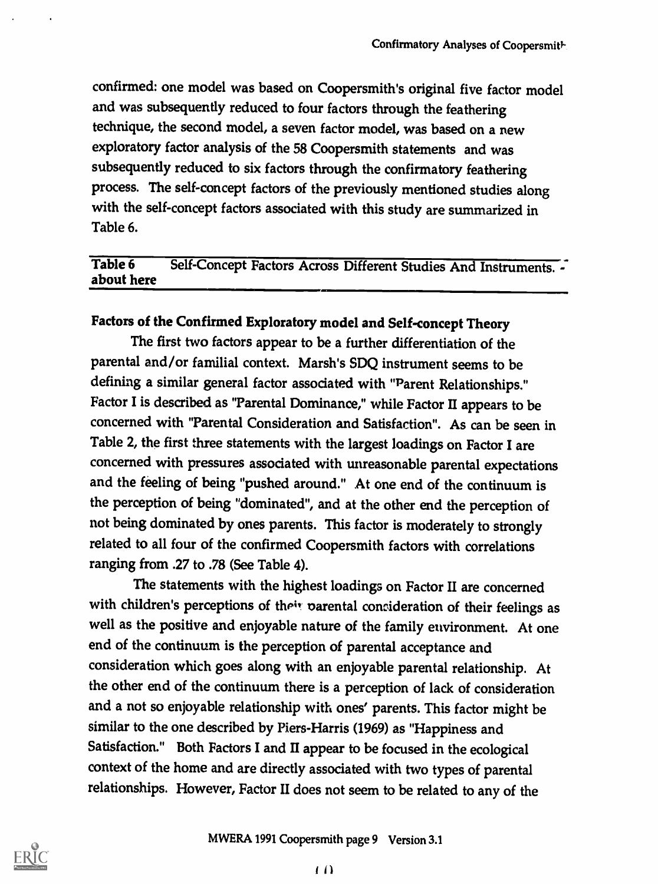confirmed: one model was based on Coopersmith's original five factor model and was subsequently reduced to four factors through the feathering technique, the second model, a seven factor model, was based on a new exploratory factor analysis of the 58 Coopersmith statements and was subsequently reduced to six factors through the confirmatory feathering process. The self-concept factors of the previously mentioned studies along with the self-concept factors associated with this study are summarized in Table 6.

| Table 6 about here | Self-Concept Factors Across Different Studies And Instruments. |
|---|---|

### Factors of the Confirmed Exploratory model and Self-concept Theory

The first two factors appear to be a further differentiation of the parental and/or familial context. Marsh's SDQ instrument seems to be defining a similar general factor associated with "Parent Relationships." Factor I is described as "Parental Dominance," while Factor II appears to be concerned with "Parental Consideration and Satisfaction". As can be seen in Table 2, the first three statements with the largest loadings on Factor I are concerned with pressures associated with unreasonable parental expectations and the feeling of being "pushed around." At one end of the continuum is the perception of being "dominated", and at the other end the perception of not being dominated by ones parents. This factor is moderately to strongly related to all four of the confirmed Coopersmith factors with correlations ranging from .27 to .78 (See Table 4).

The statements with the highest loadings on Factor II are concerned with children's perceptions of their parental consideration of their feelings as well as the positive and enjoyable nature of the family environment. At one end of the continuum is the perception of parental acceptance and consideration which goes along with an enjoyable parental relationship. At the other end of the continuum there is a perception of lack of consideration and a not so enjoyable relationship with ones' parents. This factor might be similar to the one described by Piers-Harris (1969) as "Happiness and Satisfaction." Both Factors I and II appear to be focused in the ecological context of the home and are directly associated with two types of parental relationships. However, Factor II does not seem to be related to any of the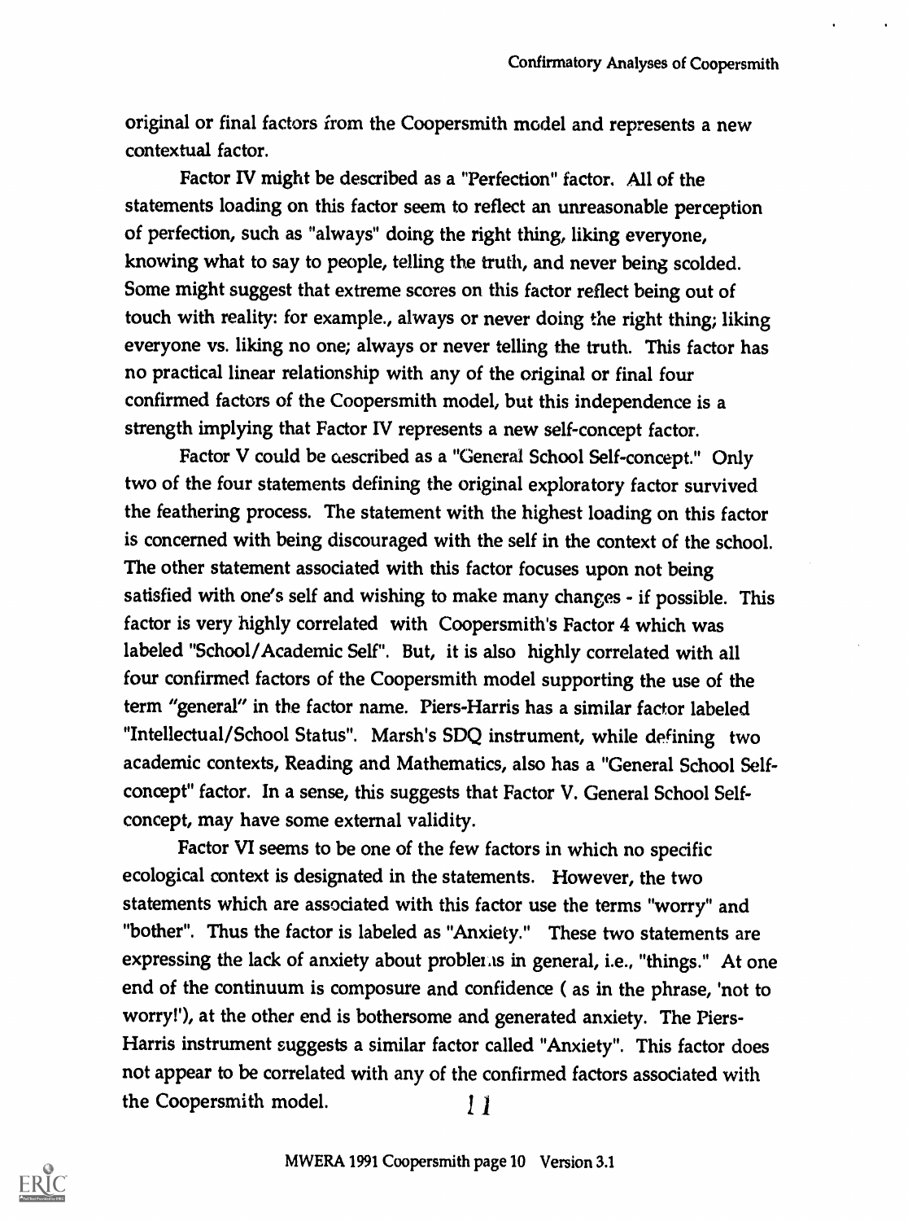original or final factors from the Coopersmith model and represents a new contextual factor.

Factor IV might be described as a "Perfection" factor. All of the statements loading on this factor seem to reflect an unreasonable perception of perfection, such as "always" doing the right thing, liking everyone, knowing what to say to people, telling the truth, and never being scolded. Some might suggest that extreme scores on this factor reflect being out of touch with reality: for example., always or never doing the right thing; liking everyone vs. liking no one; always or never telling the truth. This factor has no practical linear relationship with any of the original or final four confirmed factors of the Coopersmith model, but this independence is a strength implying that Factor IV represents a new self-concept factor.

Factor V could be described as a "General School Self-concept." Only two of the four statements defining the original exploratory factor survived the feathering process. The statement with the highest loading on this factor is concerned with being discouraged with the self in the context of the school. The other statement associated with this factor focuses upon not being satisfied with one's self and wishing to make many changes - if possible. This factor is very highly correlated with Coopersmith's Factor 4 which was labeled "School/Academic Self". But, it is also highly correlated with all four confirmed factors of the Coopersmith model supporting the use of the term "general" in the factor name. Piers-Harris has a similar factor labeled "Intellectual/School Status". Marsh's SDQ instrument, while defining two academic contexts, Reading and Mathematics, also has a "General School Self-concept" factor. In a sense, this suggests that Factor V. General School Self-concept, may have some external validity.

Factor VI seems to be one of the few factors in which no specific ecological context is designated in the statements. However, the two statements which are associated with this factor use the terms "worry" and "bother". Thus the factor is labeled as "Anxiety." These two statements are expressing the lack of anxiety about problems in general, i.e., "things." At one end of the continuum is composure and confidence ( as in the phrase, 'not to worry!'), at the other end is bothersome and generated anxiety. The Piers-Harris instrument suggests a similar factor called "Anxiety". This factor does not appear to be correlated with any of the confirmed factors associated with the Coopersmith model.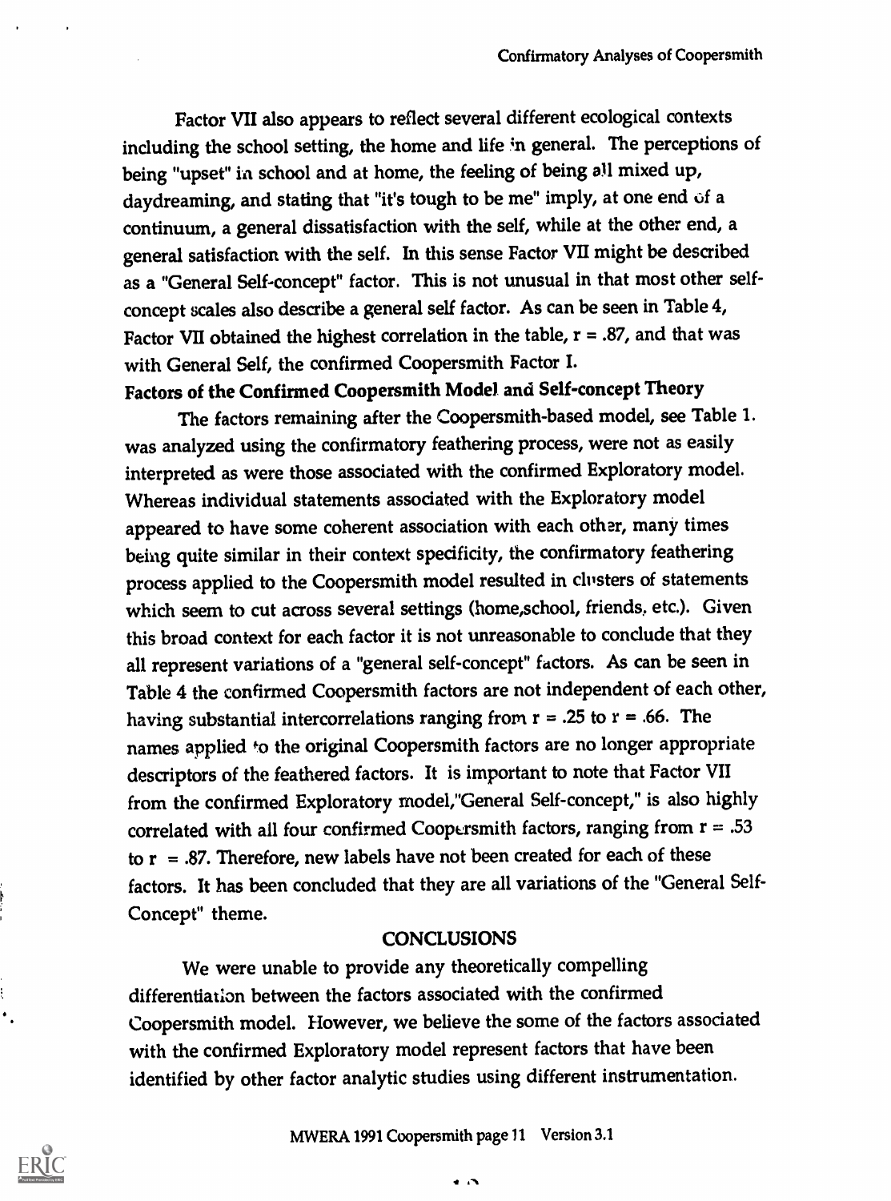Factor VII also appears to reflect several different ecological contexts including the school setting, the home and life in general. The perceptions of being "upset" in school and at home, the feeling of being all mixed up, daydreaming, and stating that "it's tough to be me" imply, at one end of a continuum, a general dissatisfaction with the self, while at the other end, a general satisfaction with the self. In this sense Factor VII might be described as a "General Self-concept" factor. This is not unusual in that most other self-concept scales also describe a general self factor. As can be seen in Table 4, Factor VII obtained the highest correlation in the table, $r = .87$, and that was with General Self, the confirmed Coopersmith Factor I.

**Factors of the Confirmed Coopersmith Model and Self-concept Theory**

The factors remaining after the Coopersmith-based model, see Table 1. was analyzed using the confirmatory feathering process, were not as easily interpreted as were those associated with the confirmed Exploratory model. Whereas individual statements associated with the Exploratory model appeared to have some coherent association with each other, many times being quite similar in their context specificity, the confirmatory feathering process applied to the Coopersmith model resulted in clusters of statements which seem to cut across several settings (home,school, friends, etc.). Given this broad context for each factor it is not unreasonable to conclude that they all represent variations of a "general self-concept" factors. As can be seen in Table 4 the confirmed Coopersmith factors are not independent of each other, having substantial intercorrelations ranging from $r = .25$ to $r = .66$. The names applied to the original Coopersmith factors are no longer appropriate descriptors of the feathered factors. It is important to note that Factor VII from the confirmed Exploratory model,"General Self-concept," is also highly correlated with all four confirmed Coopersmith factors, ranging from $r = .53$ to $r = .87$. Therefore, new labels have not been created for each of these factors. It has been concluded that they are all variations of the "General Self-Concept" theme.

## CONCLUSIONS

We were unable to provide any theoretically compelling differentiation between the factors associated with the confirmed Coopersmith model. However, we believe the some of the factors associated with the confirmed Exploratory model represent factors that have been identified by other factor analytic studies using different instrumentation.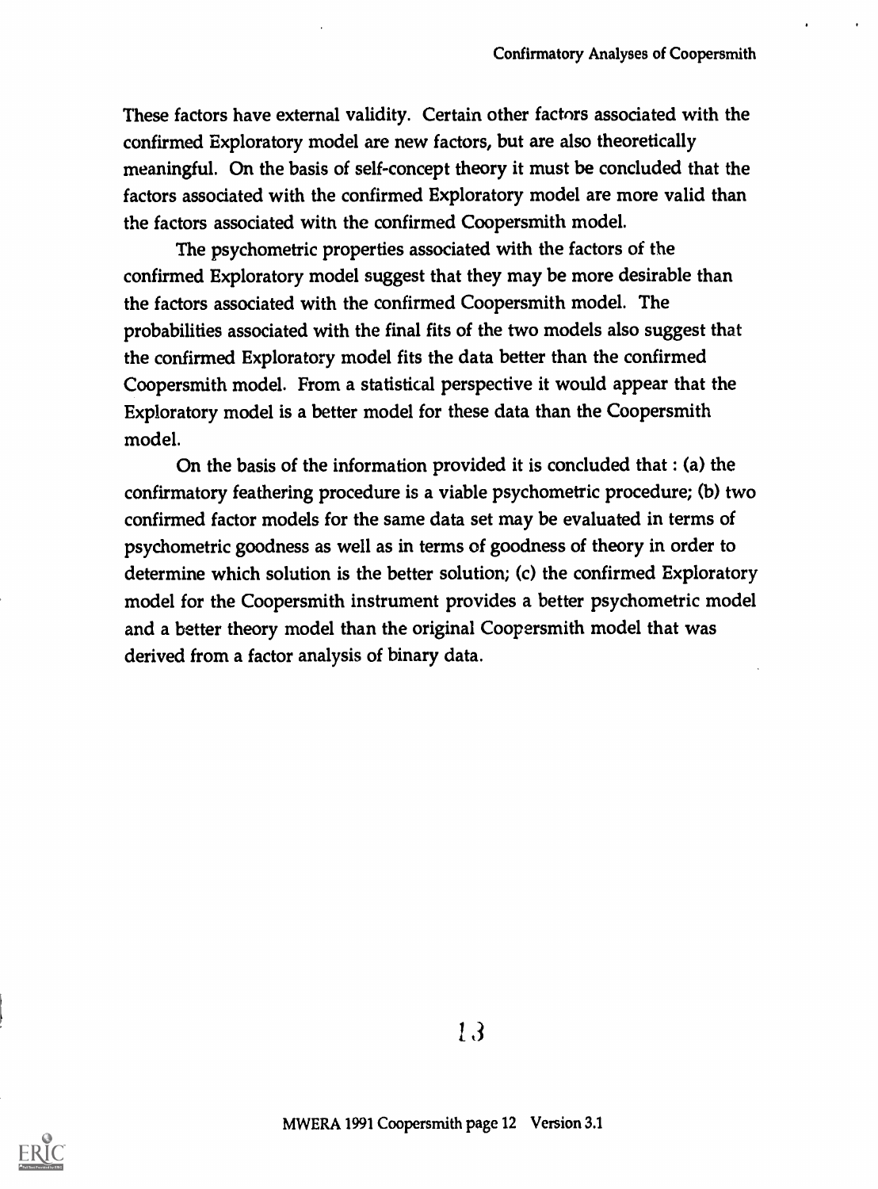These factors have external validity. Certain other factors associated with the confirmed Exploratory model are new factors, but are also theoretically meaningful. On the basis of self-concept theory it must be concluded that the factors associated with the confirmed Exploratory model are more valid than the factors associated with the confirmed Coopersmith model.

The psychometric properties associated with the factors of the confirmed Exploratory model suggest that they may be more desirable than the factors associated with the confirmed Coopersmith model. The probabilities associated with the final fits of the two models also suggest that the confirmed Exploratory model fits the data better than the confirmed Coopersmith model. From a statistical perspective it would appear that the Exploratory model is a better model for these data than the Coopersmith model.

On the basis of the information provided it is concluded that : (a) the confirmatory feathering procedure is a viable psychometric procedure; (b) two confirmed factor models for the same data set may be evaluated in terms of psychometric goodness as well as in terms of goodness of theory in order to determine which solution is the better solution; (c) the confirmed Exploratory model for the Coopersmith instrument provides a better psychometric model and a better theory model than the original Coopersmith model that was derived from a factor analysis of binary data.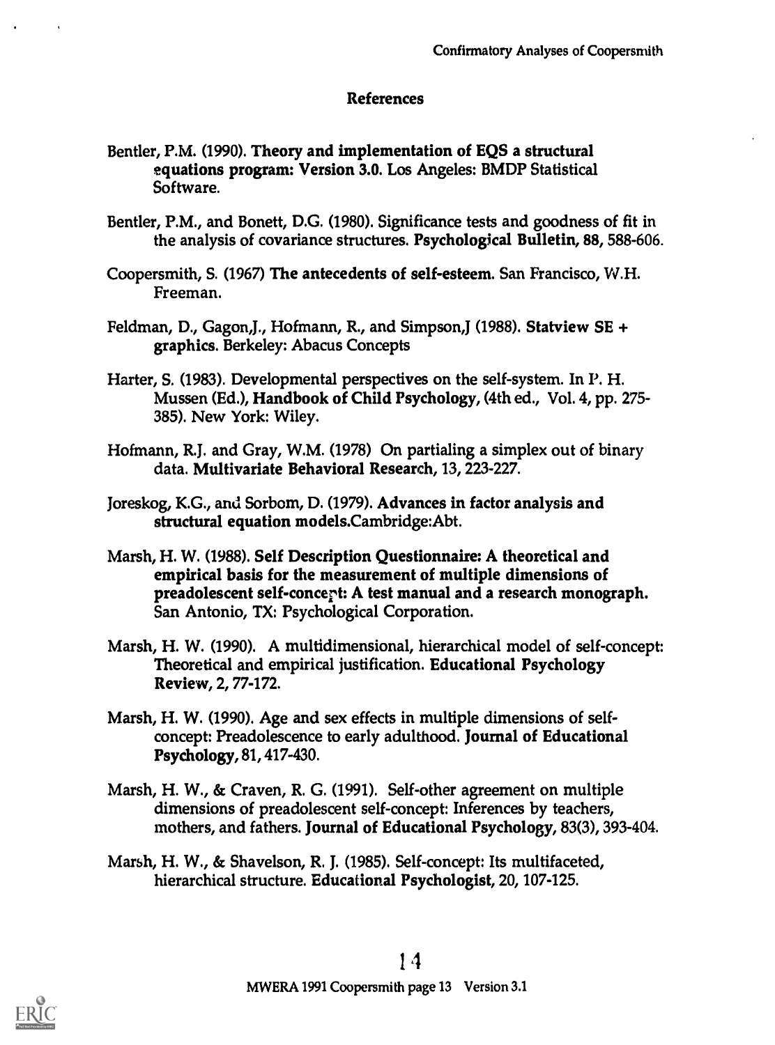## References

Bentler, P.M. (1990). **Theory and implementation of EQS a structural equations program: Version 3.0.** Los Angeles: BMDP Statistical Software.

Bentler, P.M., and Bonett, D.G. (1980). Significance tests and goodness of fit in the analysis of covariance structures. **Psychological Bulletin, 88**, 588-606.

Coopersmith, S. (1967) **The antecedents of self-esteem.** San Francisco, W.H. Freeman.

Feldman, D., Gagon,J., Hofmann, R., and Simpson,J (1988). **Statview SE + graphics.** Berkeley: Abacus Concepts

Harter, S. (1983). Developmental perspectives on the self-system. In P. H. Mussen (Ed.), **Handbook of Child Psychology**, (4th ed., Vol. 4, pp. 275-385). New York: Wiley.

Hofmann, R.J. and Gray, W.M. (1978) On partialing a simplex out of binary data. **Multivariate Behavioral Research**, 13, 223-227.

Joreskog, K.G., and Sorbom, D. (1979). **Advances in factor analysis and structural equation models.**Cambridge:Abt.

Marsh, H. W. (1988). **Self Description Questionnaire: A theoretical and empirical basis for the measurement of multiple dimensions of preadolescent self-concept: A test manual and a research monograph.** San Antonio, TX: Psychological Corporation.

Marsh, H. W. (1990). A multidimensional, hierarchical model of self-concept: Theoretical and empirical justification. **Educational Psychology Review**, 2, 77-172.

Marsh, H. W. (1990). Age and sex effects in multiple dimensions of self-concept: Preadolescence to early adulthood. **Journal of Educational Psychology**, 81, 417-430.

Marsh, H. W., & Craven, R. G. (1991). Self-other agreement on multiple dimensions of preadolescent self-concept: Inferences by teachers, mothers, and fathers. **Journal of Educational Psychology**, 83(3), 393-404.

Marsh, H. W., & Shavelson, R. J. (1985). Self-concept: Its multifaceted, hierarchical structure. **Educational Psychologist**, 20, 107-125.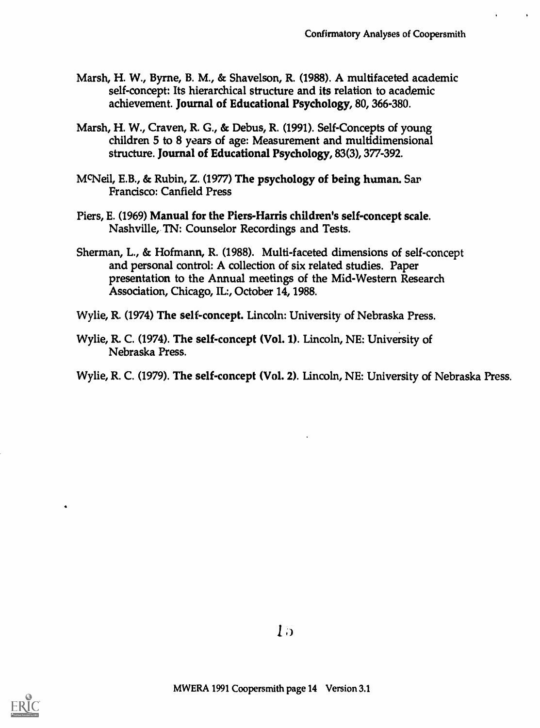Marsh, H. W., Byrne, B. M., & Shavelson, R. (1988). A multifaceted academic self-concept: Its hierarchical structure and its relation to academic achievement. **Journal of Educational Psychology**, 80, 366-380.

Marsh, H. W., Craven, R. G., & Debus, R. (1991). Self-Concepts of young children 5 to 8 years of age: Measurement and multidimensional structure. **Journal of Educational Psychology**, 83(3), 377-392.

McNeil, E.B., & Rubin, Z. (1977) **The psychology of being human.** San Francisco: Canfield Press

Piers, E. (1969) **Manual for the Piers-Harris children's self-concept scale.** Nashville, TN: Counselor Recordings and Tests.

Sherman, L., & Hofmann, R. (1988). Multi-faceted dimensions of self-concept and personal control: A collection of six related studies. Paper presentation to the Annual meetings of the Mid-Western Research Association, Chicago, IL:, October 14, 1988.

Wylie, R. (1974) **The self-concept.** Lincoln: University of Nebraska Press.

Wylie, R. C. (1974). **The self-concept (Vol. 1).** Lincoln, NE: University of Nebraska Press.

Wylie, R. C. (1979). **The self-concept (Vol. 2).** Lincoln, NE: University of Nebraska Press.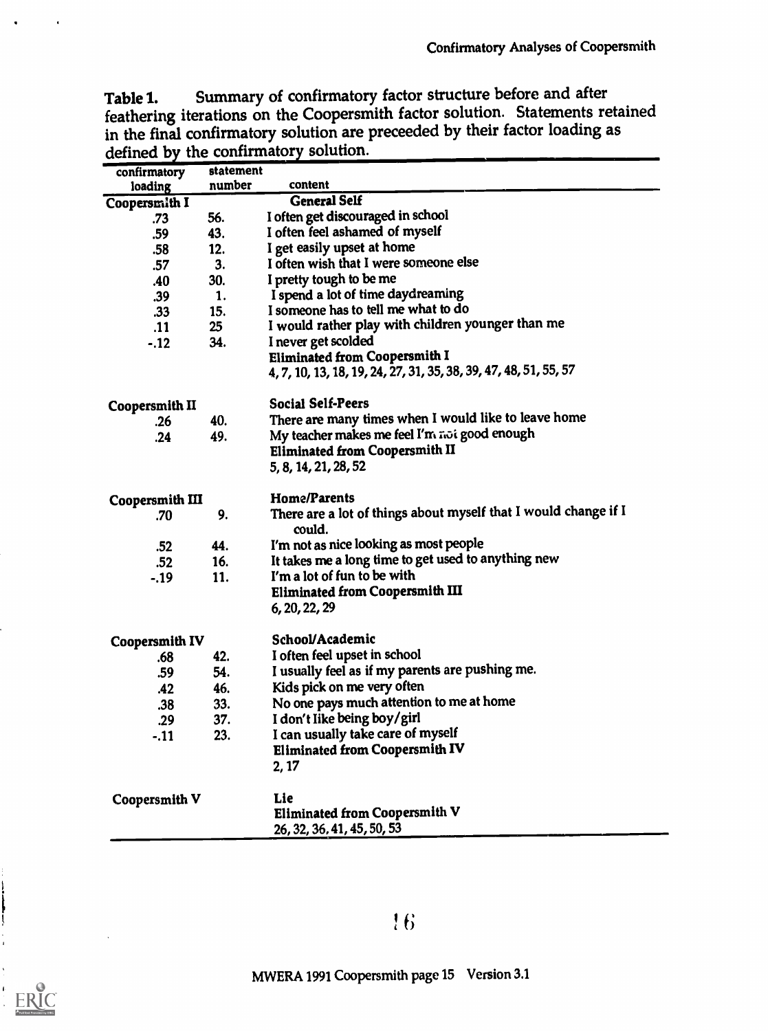Table 1. Summary of confirmatory factor structure before and after feathering iterations on the Coopersmith factor solution. Statements retained in the final confirmatory solution are preceeded by their factor loading as defined by the confirmatory solution.

| confirmatory loading | statement number | content |
|---|---|---|
| **Coopersmith I** | | **General Self** |
| .73 | 56. | I often get discouraged in school |
| .59 | 43. | I often feel ashamed of myself |
| .58 | 12. | I get easily upset at home |
| .57 | 3. | I often wish that I were someone else |
| .40 | 30. | I pretty tough to be me |
| .39 | 1. | I spend a lot of time daydreaming |
| .33 | 15. | I someone has to tell me what to do |
| .11 | 25 | I would rather play with children younger than me |
| -.12 | 34. | I never get scolded |
| | | **Eliminated from Coopersmith I** |
| | | 4, 7, 10, 13, 18, 19, 24, 27, 31, 35, 38, 39, 47, 48, 51, 55, 57 |
| **Coopersmith II** | | **Social Self-Peers** |
| .26 | 40. | There are many times when I would like to leave home |
| .24 | 49. | My teacher makes me feel I'm not good enough |
| | | **Eliminated from Coopersmith II** |
| | | 5, 8, 14, 21, 28, 52 |
| **Coopersmith III** | | **Home/Parents** |
| .70 | 9. | There are a lot of things about myself that I would change if I could. |
| .52 | 44. | I'm not as nice looking as most people |
| .52 | 16. | It takes me a long time to get used to anything new |
| -.19 | 11. | I'm a lot of fun to be with |
| | | **Eliminated from Coopersmith III** |
| | | 6, 20, 22, 29 |
| **Coopersmith IV** | | **School/Academic** |
| .68 | 42. | I often feel upset in school |
| .59 | 54. | I usually feel as if my parents are pushing me. |
| .42 | 46. | Kids pick on me very often |
| .38 | 33. | No one pays much attention to me at home |
| .29 | 37. | I don't like being boy/girl |
| -.11 | 23. | I can usually take care of myself |
| | | **Eliminated from Coopersmith IV** |
| | | 2, 17 |
| **Coopersmith V** | | **Lie** |
| | | **Eliminated from Coopersmith V** |
| | | 26, 32, 36, 41, 45, 50, 53 |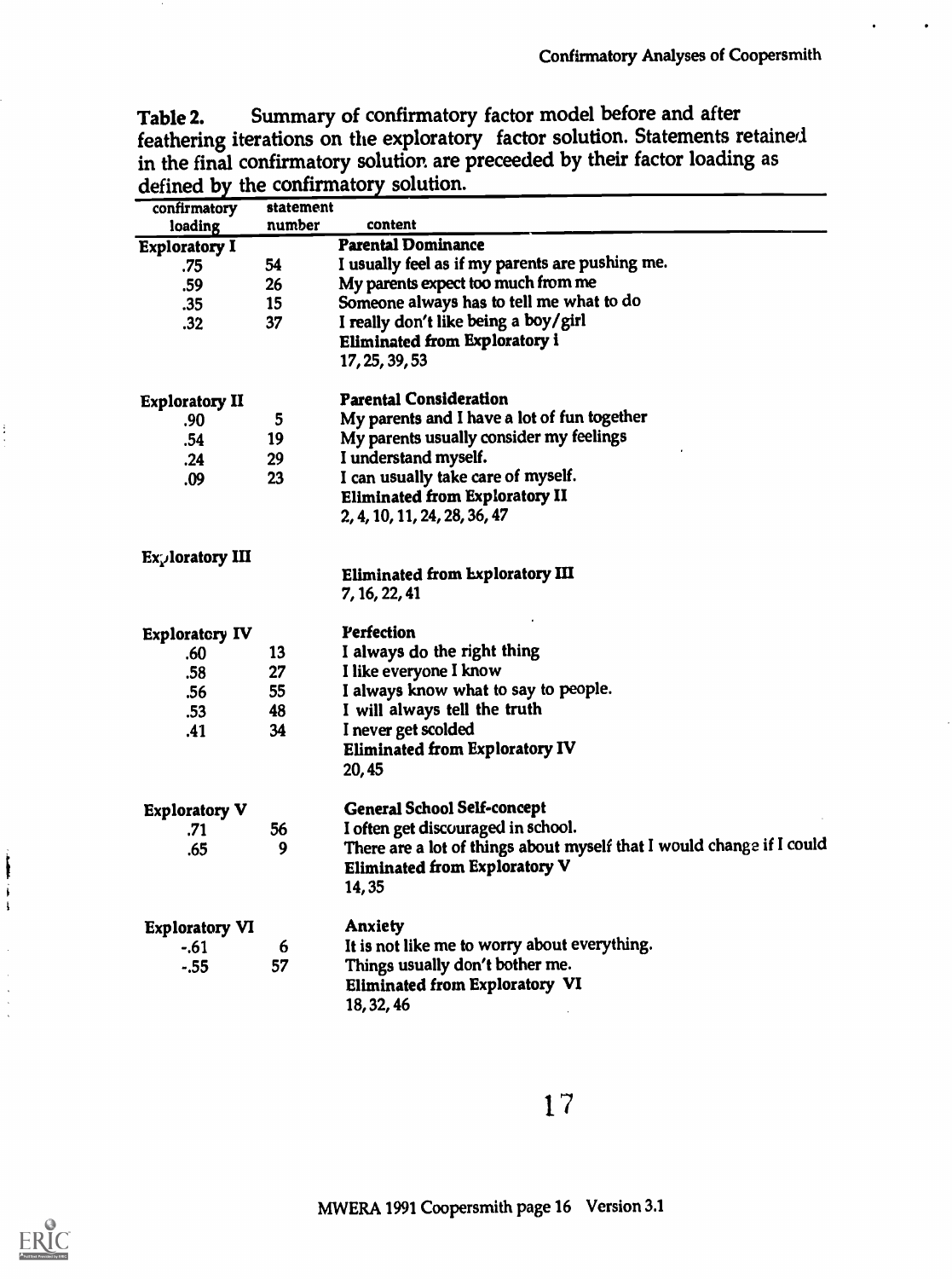Table 2. Summary of confirmatory factor model before and after feathering iterations on the exploratory factor solution. Statements retained in the final confirmatory solution are preceeded by their factor loading as defined by the confirmatory solution.

| confirmatory loading | statement number | content |
|---|---|---|
| **Exploratory I** | | **Parental Dominance** |
| .75 | 54 | I usually feel as if my parents are pushing me. |
| .59 | 26 | My parents expect too much from me |
| .35 | 15 | Someone always has to tell me what to do |
| .32 | 37 | I really don't like being a boy/girl |
| | | **Eliminated from Exploratory I** |
| | | 17, 25, 39, 53 |
| **Exploratory II** | | **Parental Consideration** |
| .90 | 5 | My parents and I have a lot of fun together |
| .54 | 19 | My parents usually consider my feelings |
| .24 | 29 | I understand myself. |
| .09 | 23 | I can usually take care of myself. |
| | | **Eliminated from Exploratory II** |
| | | 2, 4, 10, 11, 24, 28, 36, 47 |
| **Exploratory III** | | |
| | | **Eliminated from Exploratory III** |
| | | 7, 16, 22, 41 |
| **Exploratory IV** | | **Perfection** |
| .60 | 13 | I always do the right thing |
| .58 | 27 | I like everyone I know |
| .56 | 55 | I always know what to say to people. |
| .53 | 48 | I will always tell the truth |
| .41 | 34 | I never get scolded |
| | | **Eliminated from Exploratory IV** |
| | | 20, 45 |
| **Exploratory V** | | **General School Self-concept** |
| .71 | 56 | I often get discouraged in school. |
| .65 | 9 | There are a lot of things about myself that I would change if I could |
| | | **Eliminated from Exploratory V** |
| | | 14, 35 |
| **Exploratory VI** | | **Anxiety** |
| -.61 | 6 | It is not like me to worry about everything. |
| -.55 | 57 | Things usually don't bother me. |
| | | **Eliminated from Exploratory VI** |
| | | 18, 32, 46 |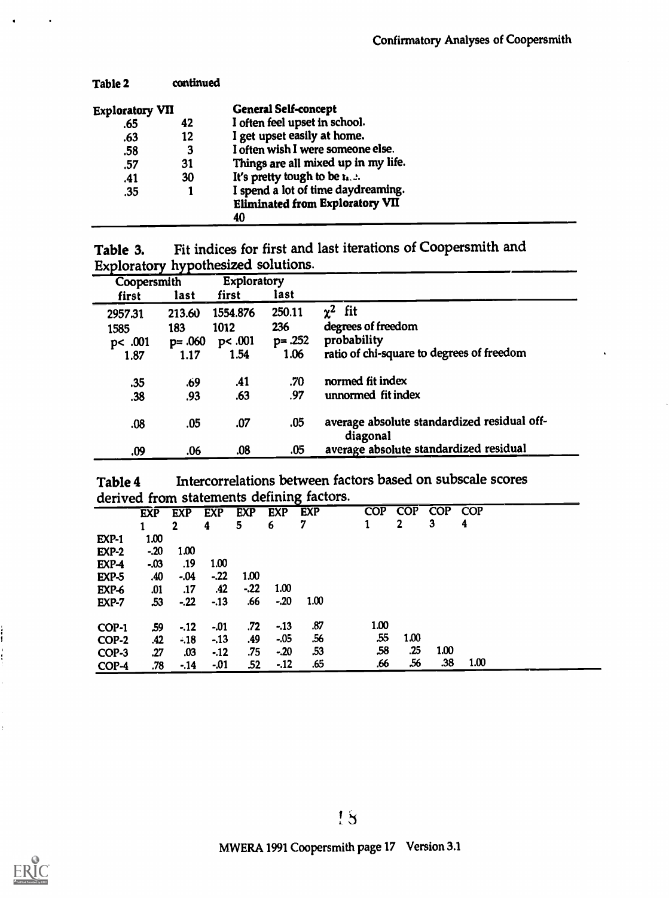**Table 2** continued

| Exploratory VII | | General Self-concept |
|---|---|---|
| .65 | 42 | I often feel upset in school. |
| .63 | 12 | I get upset easily at home. |
| .58 | 3 | I often wish I were someone else. |
| .57 | 31 | Things are all mixed up in my life. |
| .41 | 30 | It's pretty tough to be n.:. |
| .35 | 1 | I spend a lot of time daydreaming. |
| | | **Eliminated from Exploratory VII** |
| | | 40 |

**Table 3.** Fit indices for first and last iterations of Coopersmith and Exploratory hypothesized solutions.

| Coopersmith first | Coopersmith last | Exploratory first | Exploratory last | |
|---|---|---|---|---|
| 2957.31 | 213.60 | 1554.876 | 250.11 | $\chi^2$ fit |
| 1585 | 183 | 1012 | 236 | degrees of freedom |
| $p < .001$ | $p = .060$ | $p < .001$ | $p = .252$ | probability |
| 1.87 | 1.17 | 1.54 | 1.06 | ratio of chi-square to degrees of freedom |
| .35 | .69 | .41 | .70 | normed fit index |
| .38 | .93 | .63 | .97 | unnormed fit index |
| .08 | .05 | .07 | .05 | average absolute standardized residual off-diagonal |
| .09 | .06 | .08 | .05 | average absolute standardized residual |

**Table 4** Intercorrelations between factors based on subscale scores derived from statements defining factors.

| | EXP 1 | EXP 2 | EXP 4 | EXP 5 | EXP 6 | EXP 7 | COP 1 | COP 2 | COP 3 | COP 4 |
|---|---|---|---|---|---|---|---|---|---|---|
| EXP-1 | 1.00 | | | | | | | | | |
| EXP-2 | -.20 | 1.00 | | | | | | | | |
| EXP-4 | -.03 | .19 | 1.00 | | | | | | | |
| EXP-5 | .40 | -.04 | -.22 | 1.00 | | | | | | |
| EXP-6 | .01 | .17 | .42 | -.22 | 1.00 | | | | | |
| EXP-7 | .53 | -.22 | -.13 | .66 | -.20 | 1.00 | | | | |
| COP-1 | .59 | -.12 | -.01 | .72 | -.13 | .87 | 1.00 | | | |
| COP-2 | .42 | -.18 | -.13 | .49 | -.05 | .56 | .55 | 1.00 | | |
| COP-3 | .27 | .03 | -.12 | .75 | -.20 | .53 | .58 | .25 | 1.00 | |
| COP-4 | .78 | -.14 | -.01 | .52 | -.12 | .65 | .66 | .56 | .38 | 1.00 |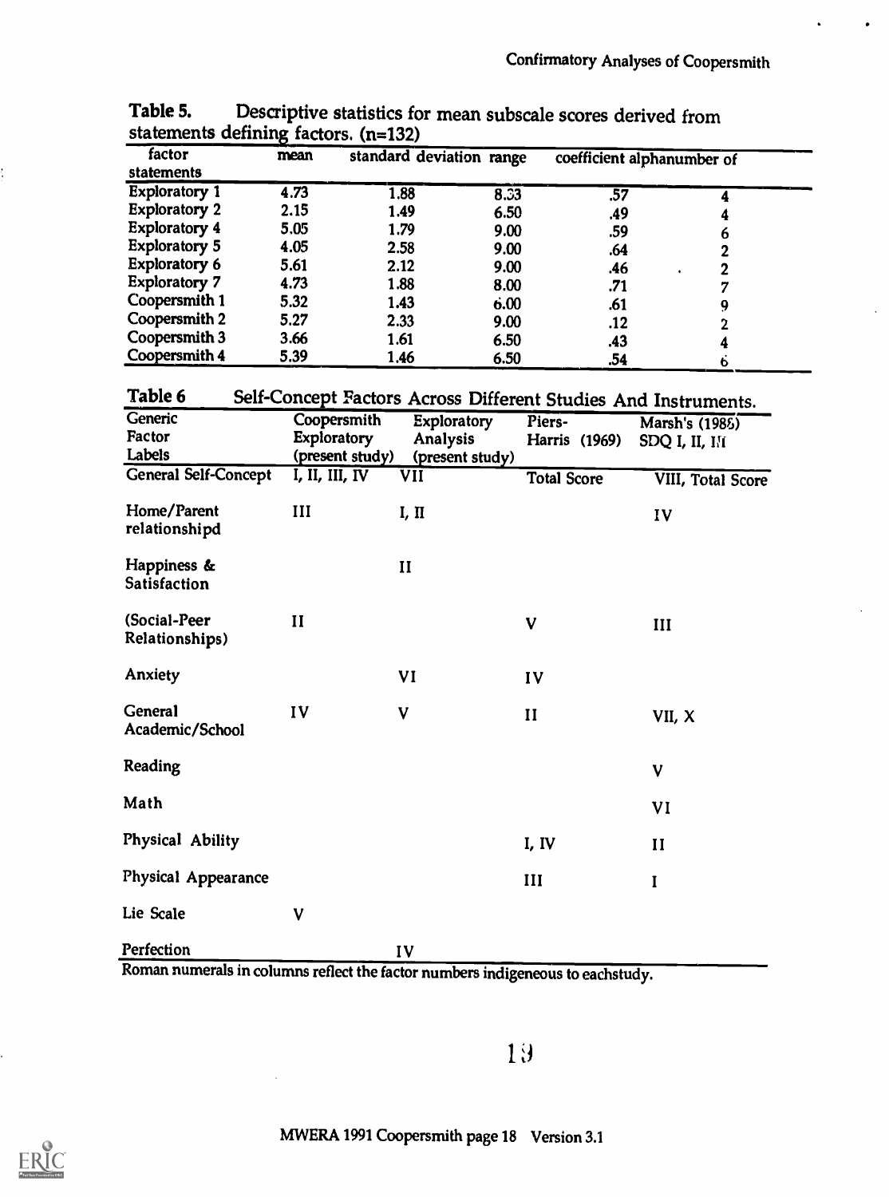**Table 5.** Descriptive statistics for mean subscale scores derived from statements defining factors. (n=132)

| factor | mean | standard deviation | range | coefficient alpha | number of statements |
|---|---|---|---|---|---|
| Exploratory 1 | 4.73 | 1.88 | 8.33 | .57 | 4 |
| Exploratory 2 | 2.15 | 1.49 | 6.50 | .49 | 4 |
| Exploratory 4 | 5.05 | 1.79 | 9.00 | .59 | 6 |
| Exploratory 5 | 4.05 | 2.58 | 9.00 | .64 | 2 |
| Exploratory 6 | 5.61 | 2.12 | 9.00 | .46 | 2 |
| Exploratory 7 | 4.73 | 1.88 | 8.00 | .71 | 7 |
| Coopersmith 1 | 5.32 | 1.43 | 6.00 | .61 | 9 |
| Coopersmith 2 | 5.27 | 2.33 | 9.00 | .12 | 2 |
| Coopersmith 3 | 3.66 | 1.61 | 6.50 | .43 | 4 |
| Coopersmith 4 | 5.39 | 1.46 | 6.50 | .54 | 6 |

**Table 6** Self-Concept Factors Across Different Studies And Instruments.

| Generic Factor Labels | Coopersmith Exploratory (present study) | Exploratory Analysis (present study) | Piers-Harris (1969) | Marsh's (1988) SDQ I, II, III |
|---|---|---|---|---|
| General Self-Concept | I, II, III, IV | VII | Total Score | VIII, Total Score |
| Home/Parent relationshipd | III | I, II | | IV |
| Happiness & Satisfaction | | II | | |
| (Social-Peer Relationships) | II | | V | III |
| Anxiety | | VI | IV | |
| General Academic/School | IV | V | II | VII, X |
| Reading | | | | V |
| Math | | | | VI |
| Physical Ability | | | I, IV | II |
| Physical Appearance | | | III | I |
| Lie Scale | V | | | |
| Perfection | | IV | | |

Roman numerals in columns reflect the factor numbers indigeneous to eachstudy.

MWERA 1991 Coopersmith page 18 Version 3.1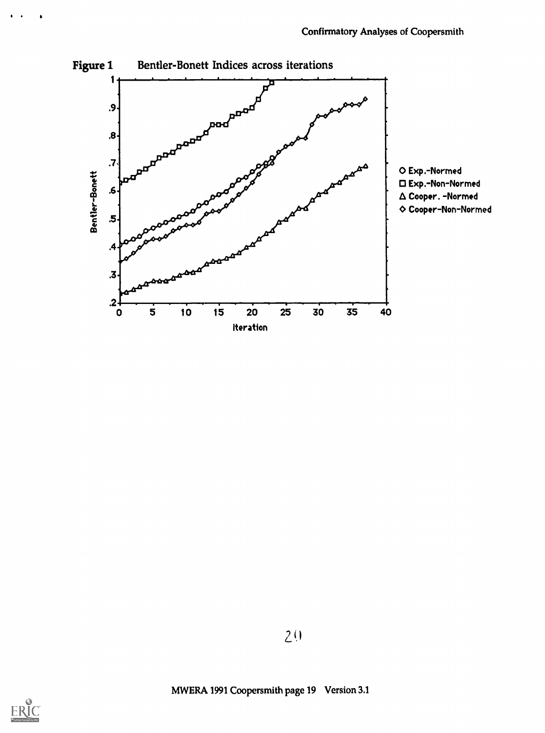**Figure 1** Bentler-Bonett Indices across iterations

Bentler-Bonett

1

.9

.8

.7

.6

.5

.4

.3

.2

0 5 10 15 20 25 30 35 40

Iteration

○ Exp.-Normed

□ Exp.-Non-Normed

△ Cooper. -Normed

◇ Cooper-Non-Normed